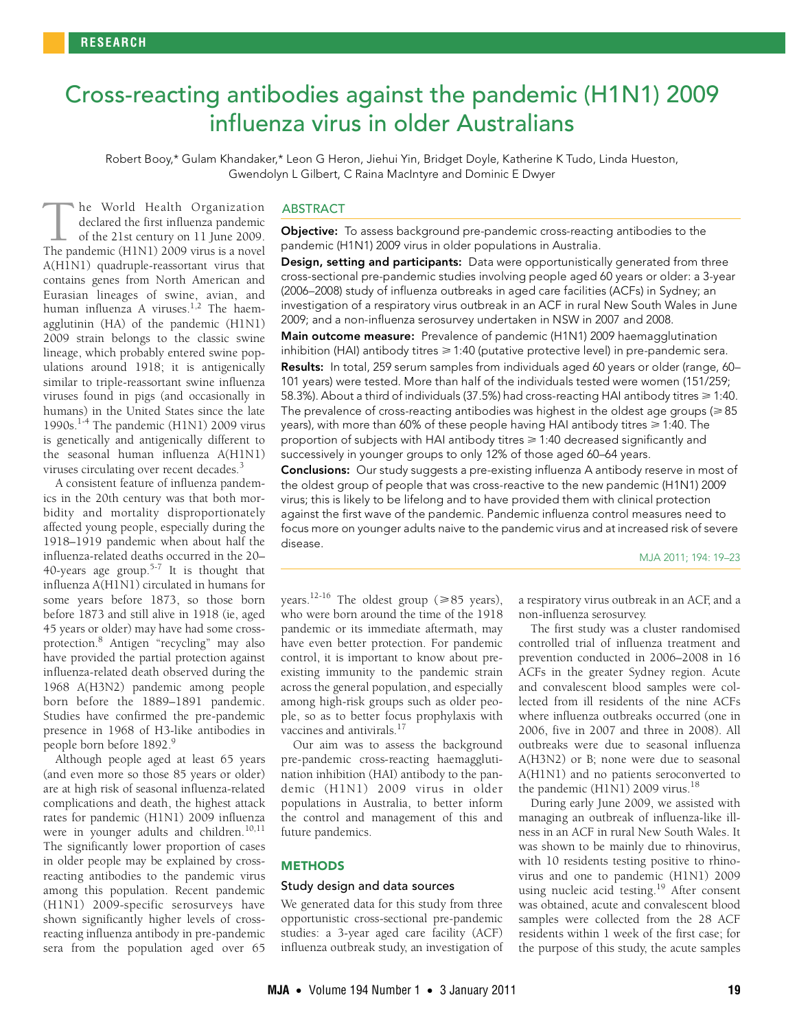RESEARCH

# Cross-reacting antibodies against the pandemic (H1N1) 2009 influenza virus in older Australians

Robert Booy,* Gulam Khandaker,* Leon G Heron, Jiehui Yin, Bridget Doyle, Katherine K Tudo, Linda Hueston, Gwendolyn L Gilbert, C Raina MacIntyre and Dominic E Dwyer

## ABSTRACT

**Objective:** To assess background pre-pandemic cross-reacting antibodies to the pandemic (H1N1) 2009 virus in older populations in Australia.

**Design, setting and participants:** Data were opportunistically generated from three cross-sectional pre-pandemic studies involving people aged 60 years or older: a 3-year (2006–2008) study of influenza outbreaks in aged care facilities (ACFs) in Sydney; an investigation of a respiratory virus outbreak in an ACF in rural New South Wales in June 2009; and a non-influenza serosurvey undertaken in NSW in 2007 and 2008.

**Main outcome measure:** Prevalence of pandemic (H1N1) 2009 haemagglutination inhibition (HAI) antibody titres ⩾ 1:40 (putative protective level) in pre-pandemic sera.

**Results:** In total, 259 serum samples from individuals aged 60 years or older (range, 60–101 years) were tested. More than half of the individuals tested were women (151/259; 58.3%). About a third of individuals (37.5%) had cross-reacting HAI antibody titres ⩾ 1:40. The prevalence of cross-reacting antibodies was highest in the oldest age groups (⩾ 85 years), with more than 60% of these people having HAI antibody titres ⩾ 1:40. The proportion of subjects with HAI antibody titres ⩾ 1:40 decreased significantly and successively in younger groups to only 12% of those aged 60–64 years.

**Conclusions:** Our study suggests a pre-existing influenza A antibody reserve in most of the oldest group of people that was cross-reactive to the new pandemic (H1N1) 2009 virus; this is likely to be lifelong and to have provided them with clinical protection against the first wave of the pandemic. Pandemic influenza control measures need to focus more on younger adults naive to the pandemic virus and at increased risk of severe disease.

MJA 2011; 194: 19–23

The World Health Organization declared the first influenza pandemic of the 21st century on 11 June 2009. The pandemic (H1N1) 2009 virus is a novel A(H1N1) quadruple-reassortant virus that contains genes from North American and Eurasian lineages of swine, avian, and human influenza A viruses.[1,2] The haemagglutinin (HA) of the pandemic (H1N1) 2009 strain belongs to the classic swine lineage, which probably entered swine populations around 1918; it is antigenically similar to triple-reassortant swine influenza viruses found in pigs (and occasionally in humans) in the United States since the late 1990s.[1-4] The pandemic (H1N1) 2009 virus is genetically and antigenically different to the seasonal human influenza A(H1N1) viruses circulating over recent decades.[3]

A consistent feature of influenza pandemics in the 20th century was that both morbidity and mortality disproportionately affected young people, especially during the 1918–1919 pandemic when about half the influenza-related deaths occurred in the 20–40-years age group.[5-7] It is thought that influenza A(H1N1) circulated in humans for some years before 1873, so those born before 1873 and still alive in 1918 (ie, aged 45 years or older) may have had some cross-protection.[8] Antigen "recycling" may also have provided the partial protection against influenza-related death observed during the 1968 A(H3N2) pandemic among people born before the 1889–1891 pandemic. Studies have confirmed the pre-pandemic presence in 1968 of H3-like antibodies in people born before 1892.[9]

Although people aged at least 65 years (and even more so those 85 years or older) are at high risk of seasonal influenza-related complications and death, the highest attack rates for pandemic (H1N1) 2009 influenza were in younger adults and children.[10,11] The significantly lower proportion of cases in older people may be explained by cross-reacting antibodies to the pandemic virus among this population. Recent pandemic (H1N1) 2009-specific serosurveys have shown significantly higher levels of cross-reacting influenza antibody in pre-pandemic sera from the population aged over 65 years.[12-16] The oldest group (⩾ 85 years), who were born around the time of the 1918 pandemic or its immediate aftermath, may have even better protection. For pandemic control, it is important to know about pre-existing immunity to the pandemic strain across the general population, and especially among high-risk groups such as older people, so as to better focus prophylaxis with vaccines and antivirals.[17]

Our aim was to assess the background pre-pandemic cross-reacting haemagglutination inhibition (HAI) antibody to the pandemic (H1N1) 2009 virus in older populations in Australia, to better inform the control and management of this and future pandemics.

## METHODS

### Study design and data sources

We generated data for this study from three opportunistic cross-sectional pre-pandemic studies: a 3-year aged care facility (ACF) influenza outbreak study, an investigation of a respiratory virus outbreak in an ACF, and a non-influenza serosurvey.

The first study was a cluster randomised controlled trial of influenza treatment and prevention conducted in 2006–2008 in 16 ACFs in the greater Sydney region. Acute and convalescent blood samples were collected from ill residents of the nine ACFs where influenza outbreaks occurred (one in 2006, five in 2007 and three in 2008). All outbreaks were due to seasonal influenza A(H3N2) or B; none were due to seasonal A(H1N1) and no patients seroconverted to the pandemic (H1N1) 2009 virus.[18]

During early June 2009, we assisted with managing an outbreak of influenza-like illness in an ACF in rural New South Wales. It was shown to be mainly due to rhinovirus, with 10 residents testing positive to rhinovirus and one to pandemic (H1N1) 2009 using nucleic acid testing.[19] After consent was obtained, acute and convalescent blood samples were collected from the 28 ACF residents within 1 week of the first case; for the purpose of this study, the acute samples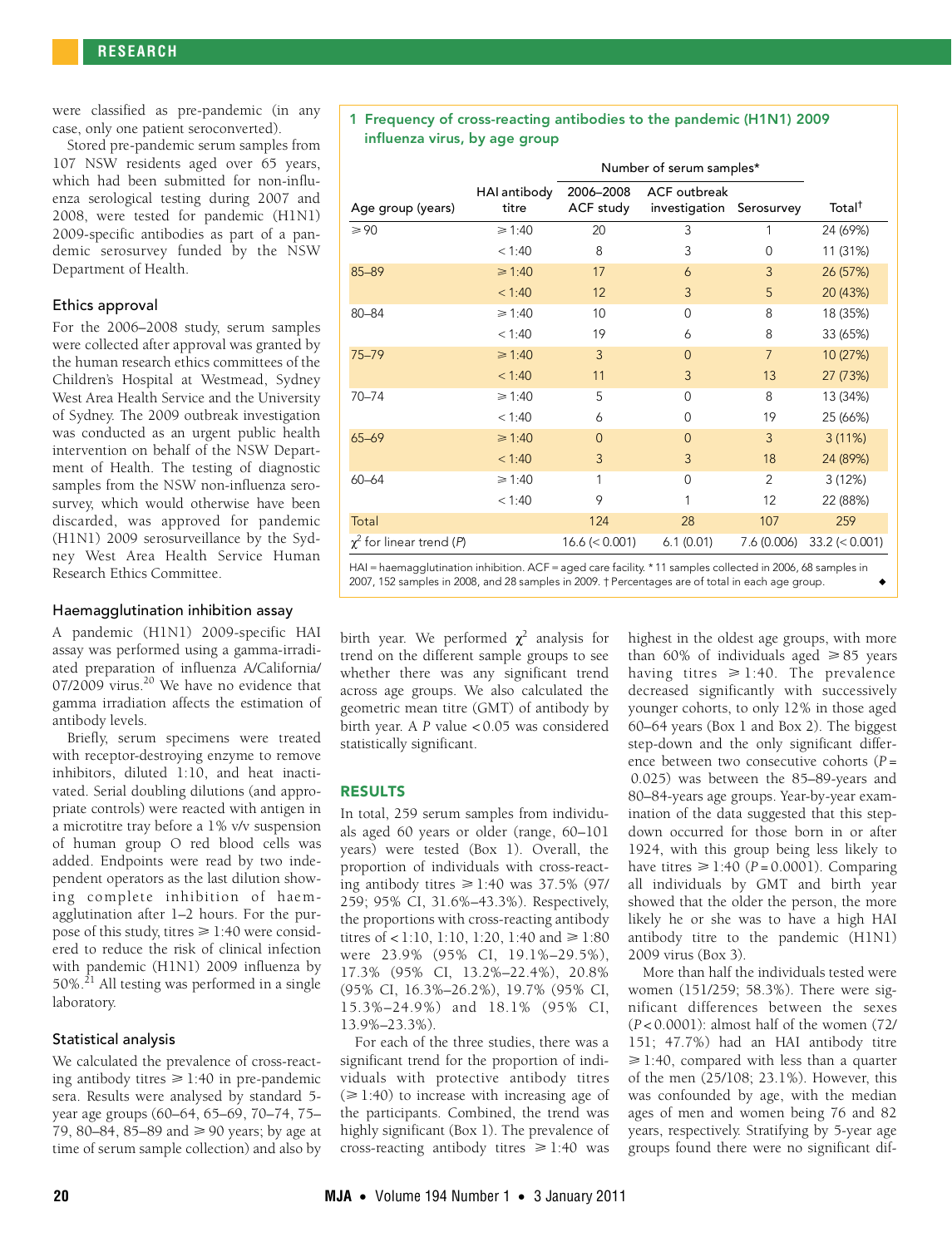were classified as pre-pandemic (in any case, only one patient seroconverted).

Stored pre-pandemic serum samples from 107 NSW residents aged over 65 years, which had been submitted for non-influenza serological testing during 2007 and 2008, were tested for pandemic (H1N1) 2009-specific antibodies as part of a pandemic serosurvey funded by the NSW Department of Health.

### Ethics approval

For the 2006–2008 study, serum samples were collected after approval was granted by the human research ethics committees of the Children's Hospital at Westmead, Sydney West Area Health Service and the University of Sydney. The 2009 outbreak investigation was conducted as an urgent public health intervention on behalf of the NSW Department of Health. The testing of diagnostic samples from the NSW non-influenza serosurvey, which would otherwise have been discarded, was approved for pandemic (H1N1) 2009 serosurveillance by the Sydney West Area Health Service Human Research Ethics Committee.

### Haemagglutination inhibition assay

A pandemic (H1N1) 2009-specific HAI assay was performed using a gamma-irradiated preparation of influenza A/California/07/2009 virus.[20] We have no evidence that gamma irradiation affects the estimation of antibody levels.

Briefly, serum specimens were treated with receptor-destroying enzyme to remove inhibitors, diluted 1:10, and heat inactivated. Serial doubling dilutions (and appropriate controls) were reacted with antigen in a microtitre tray before a 1% v/v suspension of human group O red blood cells was added. Endpoints were read by two independent operators as the last dilution showing complete inhibition of haemagglutination after 1–2 hours. For the purpose of this study, titres ⩾ 1:40 were considered to reduce the risk of clinical infection with pandemic (H1N1) 2009 influenza by 50%.[21] All testing was performed in a single laboratory.

### Statistical analysis

We calculated the prevalence of cross-reacting antibody titres ⩾ 1:40 in pre-pandemic sera. Results were analysed by standard 5-year age groups (60–64, 65–69, 70–74, 75–79, 80–84, 85–89 and ⩾ 90 years; by age at time of serum sample collection) and also by birth year. We performed $\chi^2$ analysis for trend on the different sample groups to see whether there was any significant trend across age groups. We also calculated the geometric mean titre (GMT) of antibody by birth year. A $P$ value < 0.05 was considered statistically significant.

**1 Frequency of cross-reacting antibodies to the pandemic (H1N1) 2009 influenza virus, by age group**

| Age group (years) | HAI antibody titre | Number of serum samples* | | | |
|---|---|---|---|---|---|
| | | 2006–2008 ACF study | ACF outbreak investigation | Serosurvey | Total† |
| ⩾ 90 | ⩾ 1:40 | 20 | 3 | 1 | 24 (69%) |
| | < 1:40 | 8 | 3 | 0 | 11 (31%) |
| 85–89 | ⩾ 1:40 | 17 | 6 | 3 | 26 (57%) |
| | < 1:40 | 12 | 3 | 5 | 20 (43%) |
| 80–84 | ⩾ 1:40 | 10 | 0 | 8 | 18 (35%) |
| | < 1:40 | 19 | 6 | 8 | 33 (65%) |
| 75–79 | ⩾ 1:40 | 3 | 0 | 7 | 10 (27%) |
| | < 1:40 | 11 | 3 | 13 | 27 (73%) |
| 70–74 | ⩾ 1:40 | 5 | 0 | 8 | 13 (34%) |
| | < 1:40 | 6 | 0 | 19 | 25 (66%) |
| 65–69 | ⩾ 1:40 | 0 | 0 | 3 | 3 (11%) |
| | < 1:40 | 3 | 3 | 18 | 24 (89%) |
| 60–64 | ⩾ 1:40 | 1 | 0 | 2 | 3 (12%) |
| | < 1:40 | 9 | 1 | 12 | 22 (88%) |
| Total | | 124 | 28 | 107 | 259 |
| $\chi^2$ for linear trend ($P$) | | 16.6 (< 0.001) | 6.1 (0.01) | 7.6 (0.006) | 33.2 (< 0.001) |

HAI = haemagglutination inhibition. ACF = aged care facility. * 11 samples collected in 2006, 68 samples in 2007, 152 samples in 2008, and 28 samples in 2009. † Percentages are of total in each age group.

## RESULTS

In total, 259 serum samples from individuals aged 60 years or older (range, 60–101 years) were tested (Box 1). Overall, the proportion of individuals with cross-reacting antibody titres ⩾ 1:40 was 37.5% (97/259; 95% CI, 31.6%–43.3%). Respectively, the proportions with cross-reacting antibody titres of < 1:10, 1:10, 1:20, 1:40 and ⩾ 1:80 were 23.9% (95% CI, 19.1%–29.5%), 17.3% (95% CI, 13.2%–22.4%), 20.8% (95% CI, 16.3%–26.2%), 19.7% (95% CI, 15.3%–24.9%) and 18.1% (95% CI, 13.9%–23.3%).

For each of the three studies, there was a significant trend for the proportion of individuals with protective antibody titres (⩾ 1:40) to increase with increasing age of the participants. Combined, the trend was highly significant (Box 1). The prevalence of cross-reacting antibody titres ⩾ 1:40 was highest in the oldest age groups, with more than 60% of individuals aged ⩾ 85 years having titres ⩾ 1:40. The prevalence decreased significantly with successively younger cohorts, to only 12% in those aged 60–64 years (Box 1 and Box 2). The biggest step-down and the only significant difference between two consecutive cohorts ($P$ = 0.025) was between the 85–89-years and 80–84-years age groups. Year-by-year examination of the data suggested that this step-down occurred for those born in or after 1924, with this group being less likely to have titres ⩾ 1:40 ($P$ = 0.0001). Comparing all individuals by GMT and birth year showed that the older the person, the more likely he or she was to have a high HAI antibody titre to the pandemic (H1N1) 2009 virus (Box 3).

More than half the individuals tested were women (151/259; 58.3%). There were significant differences between the sexes ($P$ < 0.0001): almost half of the women (72/151; 47.7%) had an HAI antibody titre ⩾ 1:40, compared with less than a quarter of the men (25/108; 23.1%). However, this was confounded by age, with the median ages of men and women being 76 and 82 years, respectively. Stratifying by 5-year age groups found there were no significant dif-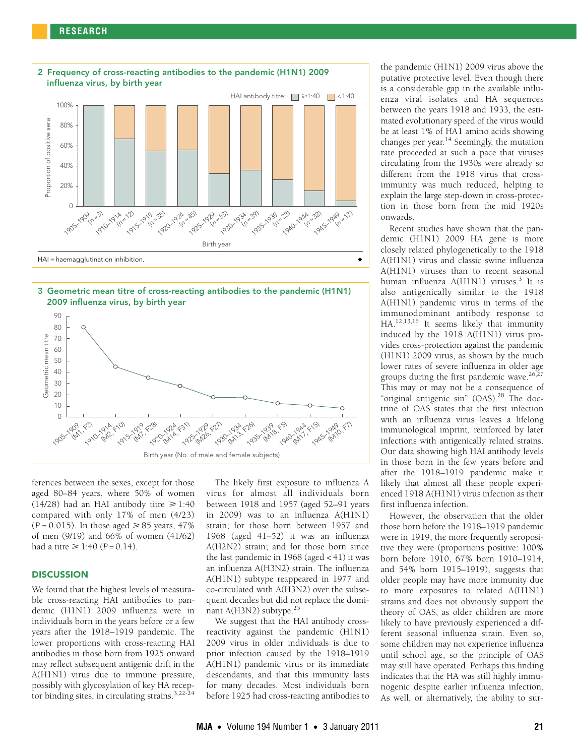**2 Frequency of cross-reacting antibodies to the pandemic (H1N1) 2009 influenza virus, by birth year**

HAI = haemagglutination inhibition.

**3 Geometric mean titre of cross-reacting antibodies to the pandemic (H1N1) 2009 influenza virus, by birth year**

ferences between the sexes, except for those aged 80–84 years, where 50% of women (14/28) had an HAI antibody titre ≥ 1:40 compared with only 17% of men (4/23) ($P$ = 0.015). In those aged ≥ 85 years, 47% of men (9/19) and 66% of women (41/62) had a titre ≥ 1:40 ($P$ = 0.14).

## DISCUSSION

We found that the highest levels of measurable cross-reacting HAI antibodies to pandemic (H1N1) 2009 influenza were in individuals born in the years before or a few years after the 1918–1919 pandemic. The lower proportions with cross-reacting HAI antibodies in those born from 1925 onward may reflect subsequent antigenic drift in the A(H1N1) virus due to immune pressure, possibly with glycosylation of key HA receptor binding sites, in circulating strains.[3,22-24]

The likely first exposure to influenza A virus for almost all individuals born between 1918 and 1957 (aged 52–91 years in 2009) was to an influenza A(H1N1) strain; for those born between 1957 and 1968 (aged 41–52) it was an influenza A(H2N2) strain; and for those born since the last pandemic in 1968 (aged < 41) it was an influenza A(H3N2) strain. The influenza A(H1N1) subtype reappeared in 1977 and co-circulated with A(H3N2) over the subsequent decades but did not replace the dominant A(H3N2) subtype.[25]

We suggest that the HAI antibody cross-reactivity against the pandemic (H1N1) 2009 virus in older individuals is due to prior infection caused by the 1918–1919 A(H1N1) pandemic virus or its immediate descendants, and that this immunity lasts for many decades. Most individuals born before 1925 had cross-reacting antibodies to the pandemic (H1N1) 2009 virus above the putative protective level. Even though there is a considerable gap in the available influenza viral isolates and HA sequences between the years 1918 and 1933, the estimated evolutionary speed of the virus would be at least 1% of HA1 amino acids showing changes per year.[14] Seemingly, the mutation rate proceeded at such a pace that viruses circulating from the 1930s were already so different from the 1918 virus that cross-immunity was much reduced, helping to explain the large step-down in cross-protection in those born from the mid 1920s onwards.

Recent studies have shown that the pandemic (H1N1) 2009 HA gene is more closely related phylogenetically to the 1918 A(H1N1) virus and classic swine influenza A(H1N1) viruses than to recent seasonal human influenza A(H1N1) viruses.[3] It is also antigenically similar to the 1918 A(H1N1) pandemic virus in terms of the immunodominant antibody response to HA.[12,13,16] It seems likely that immunity induced by the 1918 A(H1N1) virus provides cross-protection against the pandemic (H1N1) 2009 virus, as shown by the much lower rates of severe influenza in older age groups during the first pandemic wave.[26,27] This may or may not be a consequence of "original antigenic sin" (OAS).[28] The doctrine of OAS states that the first infection with an influenza virus leaves a lifelong immunological imprint, reinforced by later infections with antigenically related strains. Our data showing high HAI antibody levels in those born in the few years before and after the 1918–1919 pandemic make it likely that almost all these people experienced 1918 A(H1N1) virus infection as their first influenza infection.

However, the observation that the older those born before the 1918–1919 pandemic were in 1919, the more frequently seropositive they were (proportions positive: 100% born before 1910, 67% born 1910–1914, and 54% born 1915–1919), suggests that older people may have more immunity due to more exposures to related A(H1N1) strains and does not obviously support the theory of OAS, as older children are more likely to have previously experienced a different seasonal influenza strain. Even so, some children may not experience influenza until school age, so the principle of OAS may still have operated. Perhaps this finding indicates that the HA was still highly immunogenic despite earlier influenza infection. As well, or alternatively, the ability to sur-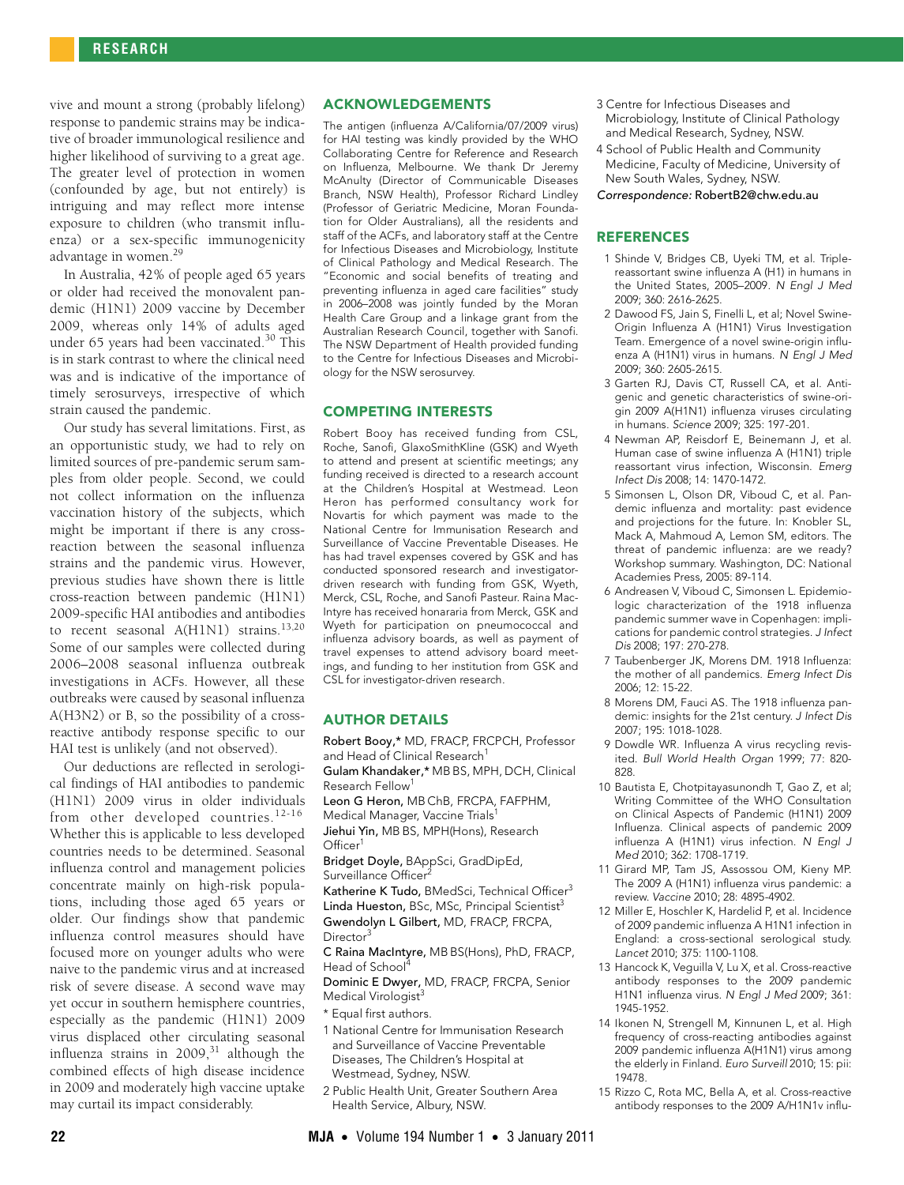vive and mount a strong (probably lifelong) response to pandemic strains may be indicative of broader immunological resilience and higher likelihood of surviving to a great age. The greater level of protection in women (confounded by age, but not entirely) is intriguing and may reflect more intense exposure to children (who transmit influenza) or a sex-specific immunogenicity advantage in women.[29]

In Australia, 42% of people aged 65 years or older had received the monovalent pandemic (H1N1) 2009 vaccine by December 2009, whereas only 14% of adults aged under 65 years had been vaccinated.[30] This is in stark contrast to where the clinical need was and is indicative of the importance of timely serosurveys, irrespective of which strain caused the pandemic.

Our study has several limitations. First, as an opportunistic study, we had to rely on limited sources of pre-pandemic serum samples from older people. Second, we could not collect information on the influenza vaccination history of the subjects, which might be important if there is any cross-reaction between the seasonal influenza strains and the pandemic virus. However, previous studies have shown there is little cross-reaction between pandemic (H1N1) 2009-specific HAI antibodies and antibodies to recent seasonal A(H1N1) strains.[13,20] Some of our samples were collected during 2006–2008 seasonal influenza outbreak investigations in ACFs. However, all these outbreaks were caused by seasonal influenza A(H3N2) or B, so the possibility of a cross-reactive antibody response specific to our HAI test is unlikely (and not observed).

Our deductions are reflected in serological findings of HAI antibodies to pandemic (H1N1) 2009 virus in older individuals from other developed countries.[12-16] Whether this is applicable to less developed countries needs to be determined. Seasonal influenza control and management policies concentrate mainly on high-risk populations, including those aged 65 years or older. Our findings show that pandemic influenza control measures should have focused more on younger adults who were naive to the pandemic virus and at increased risk of severe disease. A second wave may yet occur in southern hemisphere countries, especially as the pandemic (H1N1) 2009 virus displaced other circulating seasonal influenza strains in 2009,[31] although the combined effects of high disease incidence in 2009 and moderately high vaccine uptake may curtail its impact considerably.

## ACKNOWLEDGEMENTS

The antigen (influenza A/California/07/2009 virus) for HAI testing was kindly provided by the WHO Collaborating Centre for Reference and Research on Influenza, Melbourne. We thank Dr Jeremy McAnulty (Director of Communicable Diseases Branch, NSW Health), Professor Richard Lindley (Professor of Geriatric Medicine, Moran Foundation for Older Australians), all the residents and staff of the ACFs, and laboratory staff at the Centre for Infectious Diseases and Microbiology, Institute of Clinical Pathology and Medical Research. The "Economic and social benefits of treating and preventing influenza in aged care facilities" study in 2006–2008 was jointly funded by the Moran Health Care Group and a linkage grant from the Australian Research Council, together with Sanofi. The NSW Department of Health provided funding to the Centre for Infectious Diseases and Microbiology for the NSW serosurvey.

## COMPETING INTERESTS

Robert Booy has received funding from CSL, Roche, Sanofi, GlaxoSmithKline (GSK) and Wyeth to attend and present at scientific meetings; any funding received is directed to a research account at the Children's Hospital at Westmead. Leon Heron has performed consultancy work for Novartis for which payment was made to the National Centre for Immunisation Research and Surveillance of Vaccine Preventable Diseases. He has had travel expenses covered by GSK and has conducted sponsored research and investigator-driven research with funding from GSK, Wyeth, Merck, CSL, Roche, and Sanofi Pasteur. Raina MacIntyre has received honararia from Merck, GSK and Wyeth for participation on pneumococcal and influenza advisory boards, as well as payment of travel expenses to attend advisory board meetings, and funding to her institution from GSK and CSL for investigator-driven research.

## AUTHOR DETAILS

**Robert Booy**,* MD, FRACP, FRCPCH, Professor and Head of Clinical Research[1]
**Gulam Khandaker**,* MB BS, MPH, DCH, Clinical Research Fellow[1]
**Leon G Heron**, MB ChB, FRCPA, FAFPHM, Medical Manager, Vaccine Trials[1]
**Jiehui Yin**, MB BS, MPH(Hons), Research Officer[1]
**Bridget Doyle**, BAppSci, GradDipEd, Surveillance Officer[2]
**Katherine K Tudo**, BMedSci, Technical Officer[3]
**Linda Hueston**, BSc, MSc, Principal Scientist[3]
**Gwendolyn L Gilbert**, MD, FRACP, FRCPA, Director[3]
**C Raina MacIntyre**, MB BS(Hons), PhD, FRACP, Head of School[4]
**Dominic E Dwyer**, MD, FRACP, FRCPA, Senior Medical Virologist[3]

\* Equal first authors.

1 National Centre for Immunisation Research and Surveillance of Vaccine Preventable Diseases, The Children's Hospital at Westmead, Sydney, NSW.
2 Public Health Unit, Greater Southern Area Health Service, Albury, NSW.
3 Centre for Infectious Diseases and Microbiology, Institute of Clinical Pathology and Medical Research, Sydney, NSW.
4 School of Public Health and Community Medicine, Faculty of Medicine, University of New South Wales, Sydney, NSW.

*Correspondence:* RobertB2@chw.edu.au

## REFERENCES

1 Shinde V, Bridges CB, Uyeki TM, et al. Triple-reassortant swine influenza A (H1) in humans in the United States, 2005–2009. *N Engl J Med* 2009; 360: 2616-2625.
2 Dawood FS, Jain S, Finelli L, et al; Novel Swine-Origin Influenza A (H1N1) Virus Investigation Team. Emergence of a novel swine-origin influenza A (H1N1) virus in humans. *N Engl J Med* 2009; 360: 2605-2615.
3 Garten RJ, Davis CT, Russell CA, et al. Antigenic and genetic characteristics of swine-origin 2009 A(H1N1) influenza viruses circulating in humans. *Science* 2009; 325: 197-201.
4 Newman AP, Reisdorf E, Beinemann J, et al. Human case of swine influenza A (H1N1) triple reassortant virus infection, Wisconsin. *Emerg Infect Dis* 2008; 14: 1470-1472.
5 Simonsen L, Olson DR, Viboud C, et al. Pandemic influenza and mortality: past evidence and projections for the future. In: Knobler SL, Mack A, Mahmoud A, Lemon SM, editors. The threat of pandemic influenza: are we ready? Workshop summary. Washington, DC: National Academies Press, 2005: 89-114.
6 Andreasen V, Viboud C, Simonsen L. Epidemiologic characterization of the 1918 influenza pandemic summer wave in Copenhagen: implications for pandemic control strategies. *J Infect Dis* 2008; 197: 270-278.
7 Taubenberger JK, Morens DM. 1918 Influenza: the mother of all pandemics. *Emerg Infect Dis* 2006; 12: 15-22.
8 Morens DM, Fauci AS. The 1918 influenza pandemic: insights for the 21st century. *J Infect Dis* 2007; 195: 1018-1028.
9 Dowdle WR. Influenza A virus recycling revisited. *Bull World Health Organ* 1999; 77: 820-828.
10 Bautista E, Chotpitayasunondh T, Gao Z, et al; Writing Committee of the WHO Consultation on Clinical Aspects of Pandemic (H1N1) 2009 Influenza. Clinical aspects of pandemic 2009 influenza A (H1N1) virus infection. *N Engl J Med* 2010; 362: 1708-1719.
11 Girard MP, Tam JS, Assossou OM, Kieny MP. The 2009 A (H1N1) influenza virus pandemic: a review. *Vaccine* 2010; 28: 4895-4902.
12 Miller E, Hoschler K, Hardelid P, et al. Incidence of 2009 pandemic influenza A H1N1 infection in England: a cross-sectional serological study. *Lancet* 2010; 375: 1100-1108.
13 Hancock K, Veguilla V, Lu X, et al. Cross-reactive antibody responses to the 2009 pandemic H1N1 influenza virus. *N Engl J Med* 2009; 361: 1945-1952.
14 Ikonen N, Strengell M, Kinnunen L, et al. High frequency of cross-reacting antibodies against 2009 pandemic influenza A(H1N1) virus among the elderly in Finland. *Euro Surveill* 2010; 15: pii: 19478.
15 Rizzo C, Rota MC, Bella A, et al. Cross-reactive antibody responses to the 2009 A/H1N1v influ-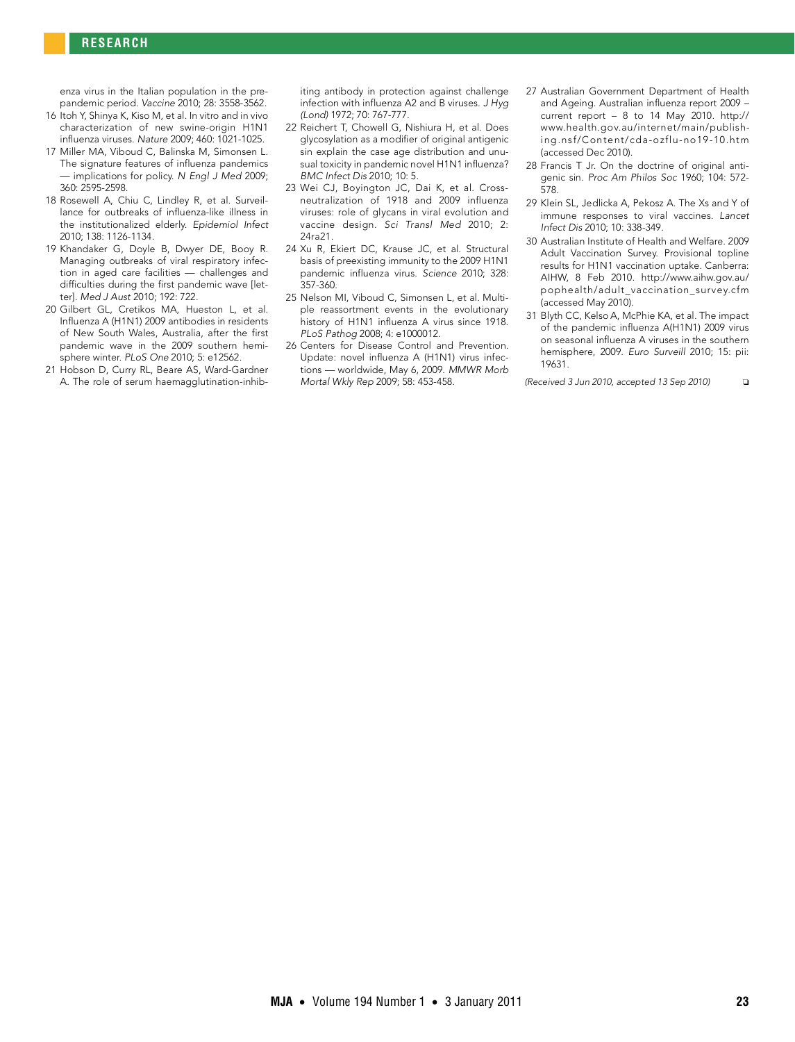enza virus in the Italian population in the pre-pandemic period. *Vaccine* 2010; 28: 3558-3562.

16 Itoh Y, Shinya K, Kiso M, et al. In vitro and in vivo characterization of new swine-origin H1N1 influenza viruses. *Nature* 2009; 460: 1021-1025.

17 Miller MA, Viboud C, Balinska M, Simonsen L. The signature features of influenza pandemics — implications for policy. *N Engl J Med* 2009; 360: 2595-2598.

18 Rosewell A, Chiu C, Lindley R, et al. Surveillance for outbreaks of influenza-like illness in the institutionalized elderly. *Epidemiol Infect* 2010; 138: 1126-1134.

19 Khandaker G, Doyle B, Dwyer DE, Booy R. Managing outbreaks of viral respiratory infection in aged care facilities — challenges and difficulties during the first pandemic wave [letter]. *Med J Aust* 2010; 192: 722.

20 Gilbert GL, Cretikos MA, Hueston L, et al. Influenza A (H1N1) 2009 antibodies in residents of New South Wales, Australia, after the first pandemic wave in the 2009 southern hemisphere winter. *PLoS One* 2010; 5: e12562.

21 Hobson D, Curry RL, Beare AS, Ward-Gardner A. The role of serum haemagglutination-inhibiting antibody in protection against challenge infection with influenza A2 and B viruses. *J Hyg (Lond)* 1972; 70: 767-777.

22 Reichert T, Chowell G, Nishiura H, et al. Does glycosylation as a modifier of original antigenic sin explain the case age distribution and unusual toxicity in pandemic novel H1N1 influenza? *BMC Infect Dis* 2010; 10: 5.

23 Wei CJ, Boyington JC, Dai K, et al. Cross-neutralization of 1918 and 2009 influenza viruses: role of glycans in viral evolution and vaccine design. *Sci Transl Med* 2010; 2: 24ra21.

24 Xu R, Ekiert DC, Krause JC, et al. Structural basis of preexisting immunity to the 2009 H1N1 pandemic influenza virus. *Science* 2010; 328: 357-360.

25 Nelson MI, Viboud C, Simonsen L, et al. Multiple reassortment events in the evolutionary history of H1N1 influenza A virus since 1918. *PLoS Pathog* 2008; 4: e1000012.

26 Centers for Disease Control and Prevention. Update: novel influenza A (H1N1) virus infections — worldwide, May 6, 2009. *MMWR Morb Mortal Wkly Rep* 2009; 58: 453-458.

27 Australian Government Department of Health and Ageing. Australian influenza report 2009 – current report – 8 to 14 May 2010. http://www.health.gov.au/internet/main/publishing.nsf/Content/cda-ozflu-no19-10.htm (accessed Dec 2010).

28 Francis T Jr. On the doctrine of original antigenic sin. *Proc Am Philos Soc* 1960; 104: 572-578.

29 Klein SL, Jedlicka A, Pekosz A. The Xs and Y of immune responses to viral vaccines. *Lancet Infect Dis* 2010; 10: 338-349.

30 Australian Institute of Health and Welfare. 2009 Adult Vaccination Survey. Provisional topline results for H1N1 vaccination uptake. Canberra: AIHW, 8 Feb 2010. http://www.aihw.gov.au/pophealth/adult_vaccination_survey.cfm (accessed May 2010).

31 Blyth CC, Kelso A, McPhie KA, et al. The impact of the pandemic influenza A(H1N1) 2009 virus on seasonal influenza A viruses in the southern hemisphere, 2009. *Euro Surveill* 2010; 15: pii: 19631.

*(Received 3 Jun 2010, accepted 13 Sep 2010)* ❏